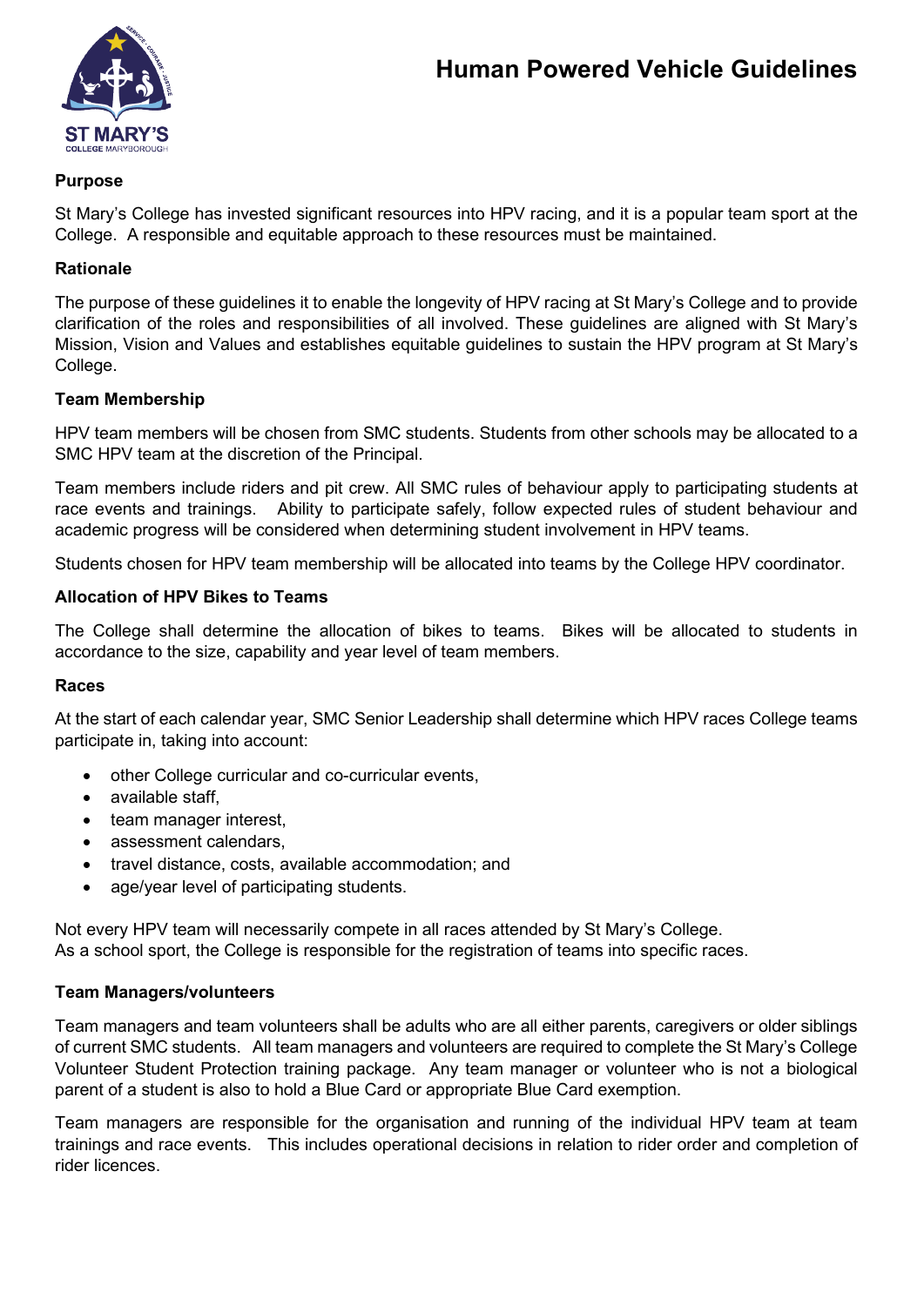# Human Powered Vehicle Guidelines

### Purpose

St Mary's College has invested significant resources into HPV racing, and it is a popular team sport at the College. A responsible and equitable approach to these resources must be maintained.

### Rationale

The purpose of these guidelines it to enable the longevity of HPV racing at St Mary's College and to provide clarification of the roles and responsibilities of all involved. These guidelines are aligned with St Mary's Mission, Vision and Values and establishes equitable guidelines to sustain the HPV program at St Mary's College.

### Team Membership

HPV team members will be chosen from SMC students. Students from other schools may be allocated to a SMC HPV team at the discretion of the Principal.

Team members include riders and pit crew. All SMC rules of behaviour apply to participating students at race events and trainings. Ability to participate safely, follow expected rules of student behaviour and academic progress will be considered when determining student involvement in HPV teams.

Students chosen for HPV team membership will be allocated into teams by the College HPV coordinator.

### Allocation of HPV Bikes to Teams

The College shall determine the allocation of bikes to teams. Bikes will be allocated to students in accordance to the size, capability and year level of team members.

### Races

At the start of each calendar year, SMC Senior Leadership shall determine which HPV races College teams participate in, taking into account:

- other College curricular and co-curricular events,
- available staff,
- team manager interest,
- assessment calendars,
- travel distance, costs, available accommodation; and
- age/year level of participating students.

Not every HPV team will necessarily compete in all races attended by St Mary's College.
As a school sport, the College is responsible for the registration of teams into specific races.

### Team Managers/volunteers

Team managers and team volunteers shall be adults who are all either parents, caregivers or older siblings of current SMC students. All team managers and volunteers are required to complete the St Mary's College Volunteer Student Protection training package. Any team manager or volunteer who is not a biological parent of a student is also to hold a Blue Card or appropriate Blue Card exemption.

Team managers are responsible for the organisation and running of the individual HPV team at team trainings and race events. This includes operational decisions in relation to rider order and completion of rider licences.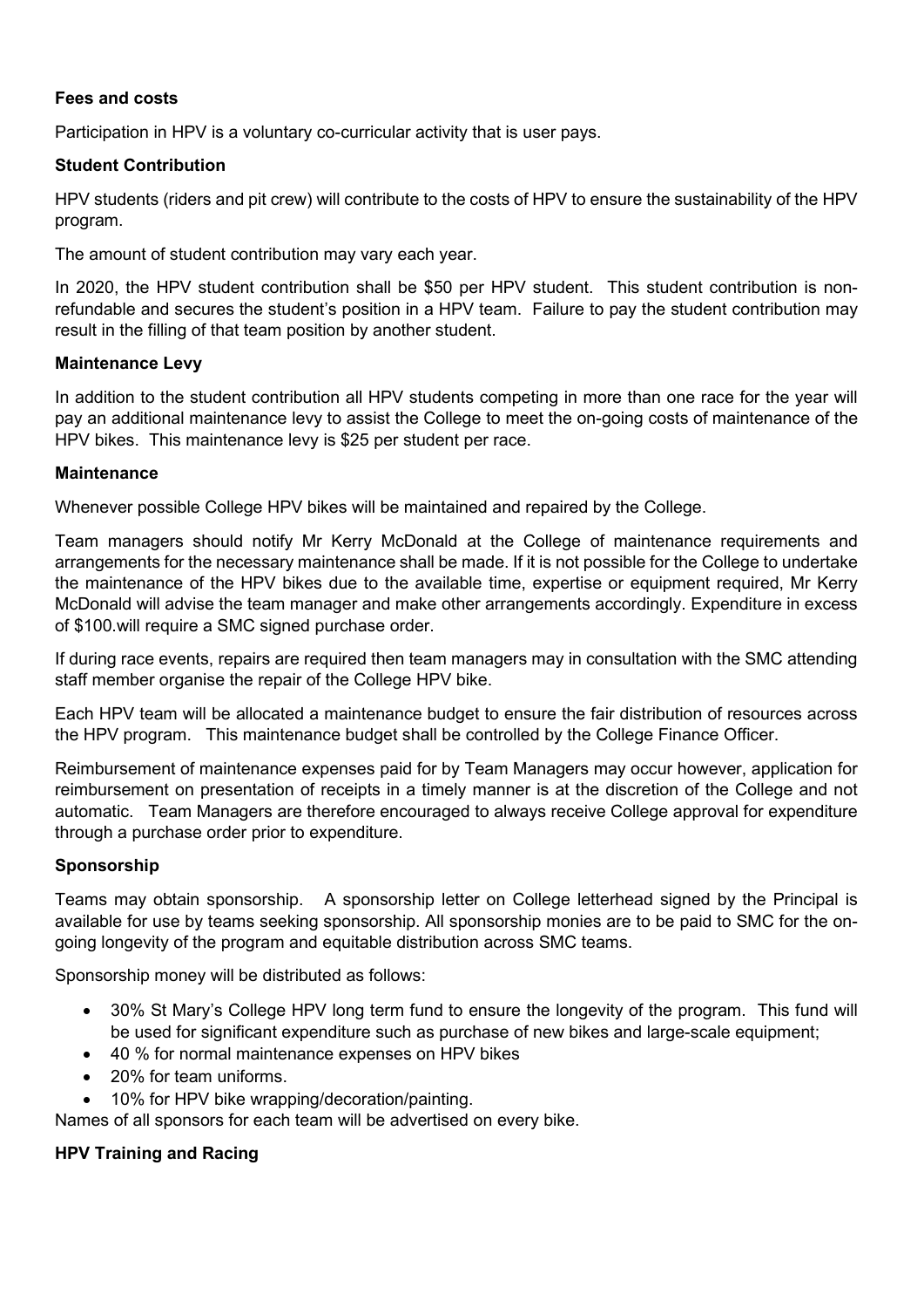**Fees and costs**

Participation in HPV is a voluntary co-curricular activity that is user pays.

**Student Contribution**

HPV students (riders and pit crew) will contribute to the costs of HPV to ensure the sustainability of the HPV program.

The amount of student contribution may vary each year.

In 2020, the HPV student contribution shall be $50 per HPV student. This student contribution is non-refundable and secures the student's position in a HPV team. Failure to pay the student contribution may result in the filling of that team position by another student.

**Maintenance Levy**

In addition to the student contribution all HPV students competing in more than one race for the year will pay an additional maintenance levy to assist the College to meet the on-going costs of maintenance of the HPV bikes. This maintenance levy is $25 per student per race.

**Maintenance**

Whenever possible College HPV bikes will be maintained and repaired by the College.

Team managers should notify Mr Kerry McDonald at the College of maintenance requirements and arrangements for the necessary maintenance shall be made. If it is not possible for the College to undertake the maintenance of the HPV bikes due to the available time, expertise or equipment required, Mr Kerry McDonald will advise the team manager and make other arrangements accordingly. Expenditure in excess of $100.will require a SMC signed purchase order.

If during race events, repairs are required then team managers may in consultation with the SMC attending staff member organise the repair of the College HPV bike.

Each HPV team will be allocated a maintenance budget to ensure the fair distribution of resources across the HPV program. This maintenance budget shall be controlled by the College Finance Officer.

Reimbursement of maintenance expenses paid for by Team Managers may occur however, application for reimbursement on presentation of receipts in a timely manner is at the discretion of the College and not automatic. Team Managers are therefore encouraged to always receive College approval for expenditure through a purchase order prior to expenditure.

**Sponsorship**

Teams may obtain sponsorship. A sponsorship letter on College letterhead signed by the Principal is available for use by teams seeking sponsorship. All sponsorship monies are to be paid to SMC for the on-going longevity of the program and equitable distribution across SMC teams.

Sponsorship money will be distributed as follows:

- 30% St Mary's College HPV long term fund to ensure the longevity of the program. This fund will be used for significant expenditure such as purchase of new bikes and large-scale equipment;
- 40 % for normal maintenance expenses on HPV bikes
- 20% for team uniforms.
- 10% for HPV bike wrapping/decoration/painting.

Names of all sponsors for each team will be advertised on every bike.

**HPV Training and Racing**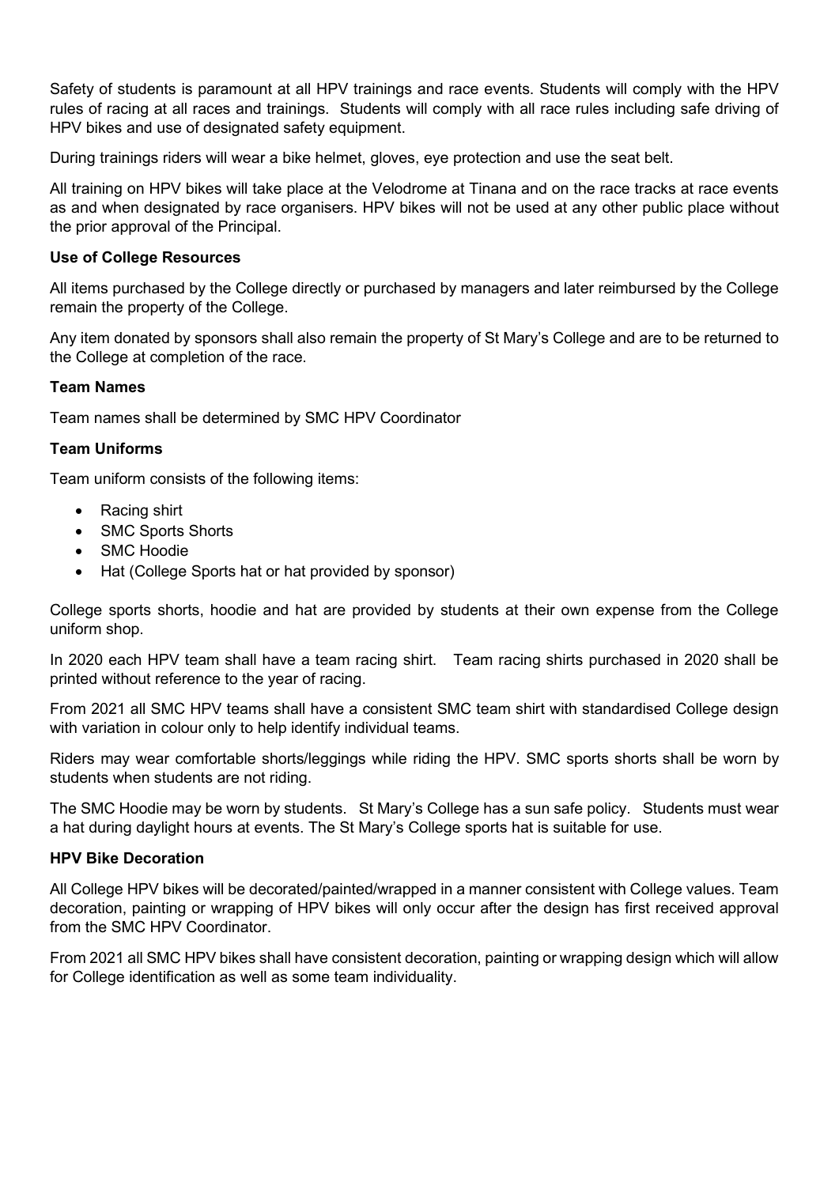Safety of students is paramount at all HPV trainings and race events. Students will comply with the HPV rules of racing at all races and trainings. Students will comply with all race rules including safe driving of HPV bikes and use of designated safety equipment.

During trainings riders will wear a bike helmet, gloves, eye protection and use the seat belt.

All training on HPV bikes will take place at the Velodrome at Tinana and on the race tracks at race events as and when designated by race organisers. HPV bikes will not be used at any other public place without the prior approval of the Principal.

**Use of College Resources**

All items purchased by the College directly or purchased by managers and later reimbursed by the College remain the property of the College.

Any item donated by sponsors shall also remain the property of St Mary's College and are to be returned to the College at completion of the race.

**Team Names**

Team names shall be determined by SMC HPV Coordinator

**Team Uniforms**

Team uniform consists of the following items:

- Racing shirt
- SMC Sports Shorts
- SMC Hoodie
- Hat (College Sports hat or hat provided by sponsor)

College sports shorts, hoodie and hat are provided by students at their own expense from the College uniform shop.

In 2020 each HPV team shall have a team racing shirt. Team racing shirts purchased in 2020 shall be printed without reference to the year of racing.

From 2021 all SMC HPV teams shall have a consistent SMC team shirt with standardised College design with variation in colour only to help identify individual teams.

Riders may wear comfortable shorts/leggings while riding the HPV. SMC sports shorts shall be worn by students when students are not riding.

The SMC Hoodie may be worn by students. St Mary's College has a sun safe policy. Students must wear a hat during daylight hours at events. The St Mary's College sports hat is suitable for use.

**HPV Bike Decoration**

All College HPV bikes will be decorated/painted/wrapped in a manner consistent with College values. Team decoration, painting or wrapping of HPV bikes will only occur after the design has first received approval from the SMC HPV Coordinator.

From 2021 all SMC HPV bikes shall have consistent decoration, painting or wrapping design which will allow for College identification as well as some team individuality.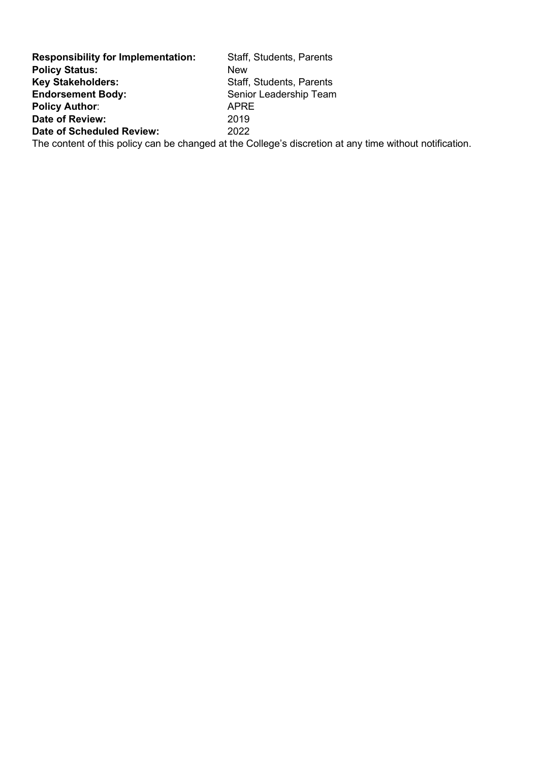| | |
|---|---|
| **Responsibility for Implementation:** | Staff, Students, Parents |
| **Policy Status:** | New |
| **Key Stakeholders:** | Staff, Students, Parents |
| **Endorsement Body:** | Senior Leadership Team |
| **Policy Author**: | APRE |
| **Date of Review:** | 2019 |
| **Date of Scheduled Review:** | 2022 |

The content of this policy can be changed at the College's discretion at any time without notification.